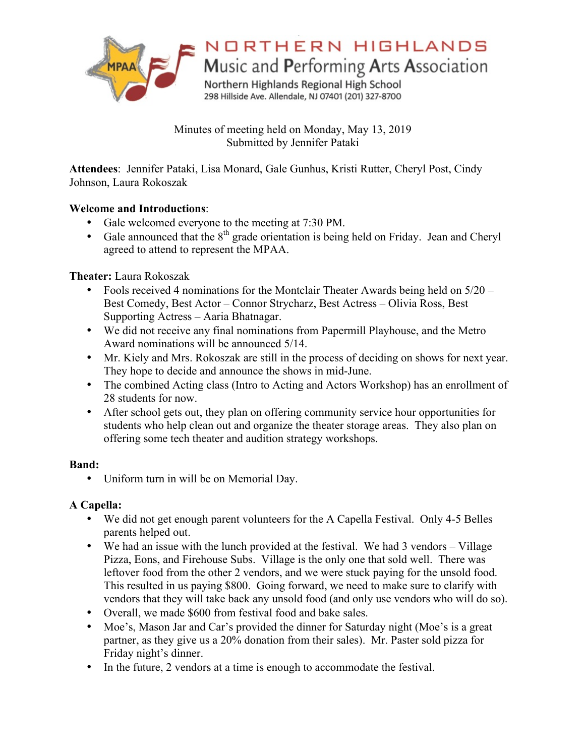# NORTHERN HIGHLANDS
## Music and Performing Arts Association
Northern Highlands Regional High School
298 Hillside Ave. Allendale, NJ 07401 (201) 327-8700

Minutes of meeting held on Monday, May 13, 2019
Submitted by Jennifer Pataki

**Attendees**: Jennifer Pataki, Lisa Monard, Gale Gunhus, Kristi Rutter, Cheryl Post, Cindy Johnson, Laura Rokoszak

**Welcome and Introductions**:
- Gale welcomed everyone to the meeting at 7:30 PM.
- Gale announced that the 8th grade orientation is being held on Friday. Jean and Cheryl agreed to attend to represent the MPAA.

**Theater:** Laura Rokoszak
- Fools received 4 nominations for the Montclair Theater Awards being held on 5/20 – Best Comedy, Best Actor – Connor Strycharz, Best Actress – Olivia Ross, Best Supporting Actress – Aaria Bhatnagar.
- We did not receive any final nominations from Papermill Playhouse, and the Metro Award nominations will be announced 5/14.
- Mr. Kiely and Mrs. Rokoszak are still in the process of deciding on shows for next year. They hope to decide and announce the shows in mid-June.
- The combined Acting class (Intro to Acting and Actors Workshop) has an enrollment of 28 students for now.
- After school gets out, they plan on offering community service hour opportunities for students who help clean out and organize the theater storage areas. They also plan on offering some tech theater and audition strategy workshops.

**Band:**
- Uniform turn in will be on Memorial Day.

**A Capella:**
- We did not get enough parent volunteers for the A Capella Festival. Only 4-5 Belles parents helped out.
- We had an issue with the lunch provided at the festival. We had 3 vendors – Village Pizza, Eons, and Firehouse Subs. Village is the only one that sold well. There was leftover food from the other 2 vendors, and we were stuck paying for the unsold food. This resulted in us paying $800. Going forward, we need to make sure to clarify with vendors that they will take back any unsold food (and only use vendors who will do so).
- Overall, we made $600 from festival food and bake sales.
- Moe's, Mason Jar and Car's provided the dinner for Saturday night (Moe's is a great partner, as they give us a 20% donation from their sales). Mr. Paster sold pizza for Friday night's dinner.
- In the future, 2 vendors at a time is enough to accommodate the festival.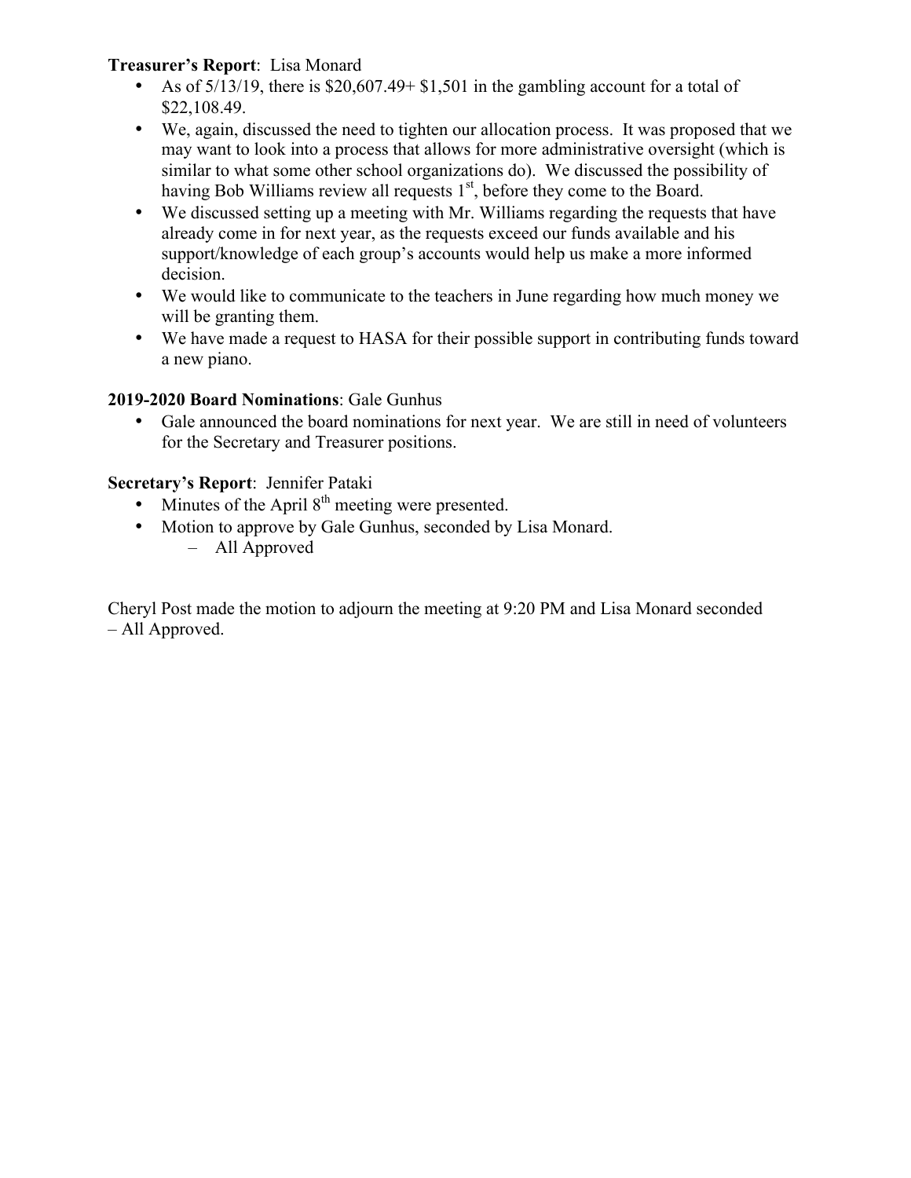**Treasurer's Report**: Lisa Monard

- As of 5/13/19, there is $20,607.49+ $1,501 in the gambling account for a total of $22,108.49.
- We, again, discussed the need to tighten our allocation process. It was proposed that we may want to look into a process that allows for more administrative oversight (which is similar to what some other school organizations do). We discussed the possibility of having Bob Williams review all requests 1st, before they come to the Board.
- We discussed setting up a meeting with Mr. Williams regarding the requests that have already come in for next year, as the requests exceed our funds available and his support/knowledge of each group's accounts would help us make a more informed decision.
- We would like to communicate to the teachers in June regarding how much money we will be granting them.
- We have made a request to HASA for their possible support in contributing funds toward a new piano.

**2019-2020 Board Nominations**: Gale Gunhus

- Gale announced the board nominations for next year. We are still in need of volunteers for the Secretary and Treasurer positions.

**Secretary's Report**: Jennifer Pataki

- Minutes of the April 8th meeting were presented.
- Motion to approve by Gale Gunhus, seconded by Lisa Monard.
  - All Approved

Cheryl Post made the motion to adjourn the meeting at 9:20 PM and Lisa Monard seconded – All Approved.